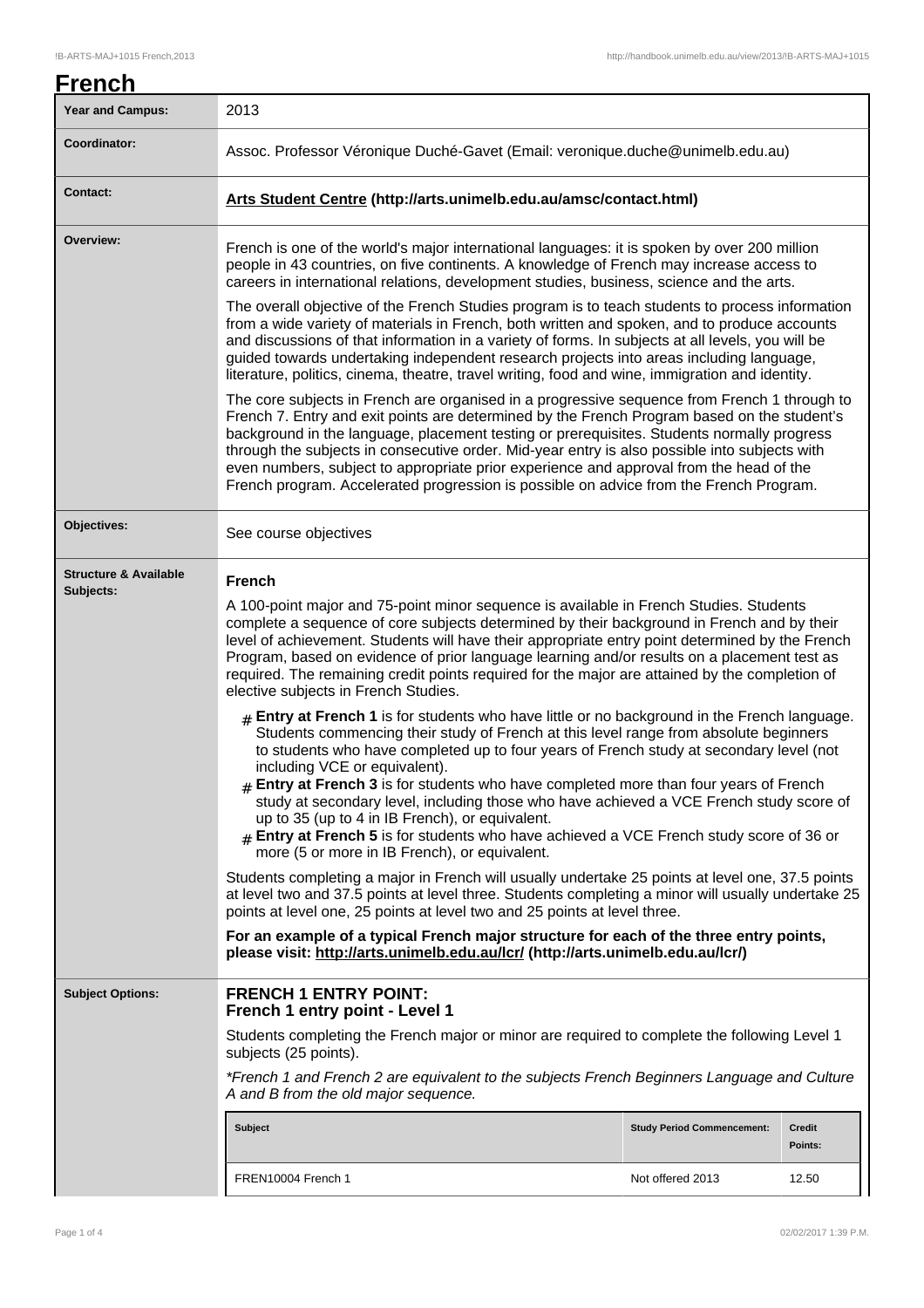# French

| Year and Campus: | 2013 |
|---|---|
| Coordinator: | Assoc. Professor Véronique Duché-Gavet (Email: veronique.duche@unimelb.edu.au) |
| Contact: | **Arts Student Centre (http://arts.unimelb.edu.au/amsc/contact.html)** |
| Overview: | French is one of the world's major international languages: it is spoken by over 200 million people in 43 countries, on five continents. A knowledge of French may increase access to careers in international relations, development studies, business, science and the arts.<br><br>The overall objective of the French Studies program is to teach students to process information from a wide variety of materials in French, both written and spoken, and to produce accounts and discussions of that information in a variety of forms. In subjects at all levels, you will be guided towards undertaking independent research projects into areas including language, literature, politics, cinema, theatre, travel writing, food and wine, immigration and identity.<br><br>The core subjects in French are organised in a progressive sequence from French 1 through to French 7. Entry and exit points are determined by the French Program based on the student's background in the language, placement testing or prerequisites. Students normally progress through the subjects in consecutive order. Mid-year entry is also possible into subjects with even numbers, subject to appropriate prior experience and approval from the head of the French program. Accelerated progression is possible on advice from the French Program. |
| Objectives: | See course objectives |

## Structure & Available Subjects:

**French**

A 100-point major and 75-point minor sequence is available in French Studies. Students complete a sequence of core subjects determined by their background in French and by their level of achievement. Students will have their appropriate entry point determined by the French Program, based on evidence of prior language learning and/or results on a placement test as required. The remaining credit points required for the major are attained by the completion of elective subjects in French Studies.

- **Entry at French 1** is for students who have little or no background in the French language. Students commencing their study of French at this level range from absolute beginners to students who have completed up to four years of French study at secondary level (not including VCE or equivalent).
- **Entry at French 3** is for students who have completed more than four years of French study at secondary level, including those who have achieved a VCE French study score of up to 35 (up to 4 in IB French), or equivalent.
- **Entry at French 5** is for students who have achieved a VCE French study score of 36 or more (5 or more in IB French), or equivalent.

Students completing a major in French will usually undertake 25 points at level one, 37.5 points at level two and 37.5 points at level three. Students completing a minor will usually undertake 25 points at level one, 25 points at level two and 25 points at level three.

**For an example of a typical French major structure for each of the three entry points, please visit: http://arts.unimelb.edu.au/lcr/ (http://arts.unimelb.edu.au/lcr/)**

## Subject Options:

### FRENCH 1 ENTRY POINT:
### French 1 entry point - Level 1

Students completing the French major or minor are required to complete the following Level 1 subjects (25 points).

*\*French 1 and French 2 are equivalent to the subjects French Beginners Language and Culture A and B from the old major sequence.*

| Subject | Study Period Commencement: | Credit Points: |
|---|---|---|
| FREN10004 French 1 | Not offered 2013 | 12.50 |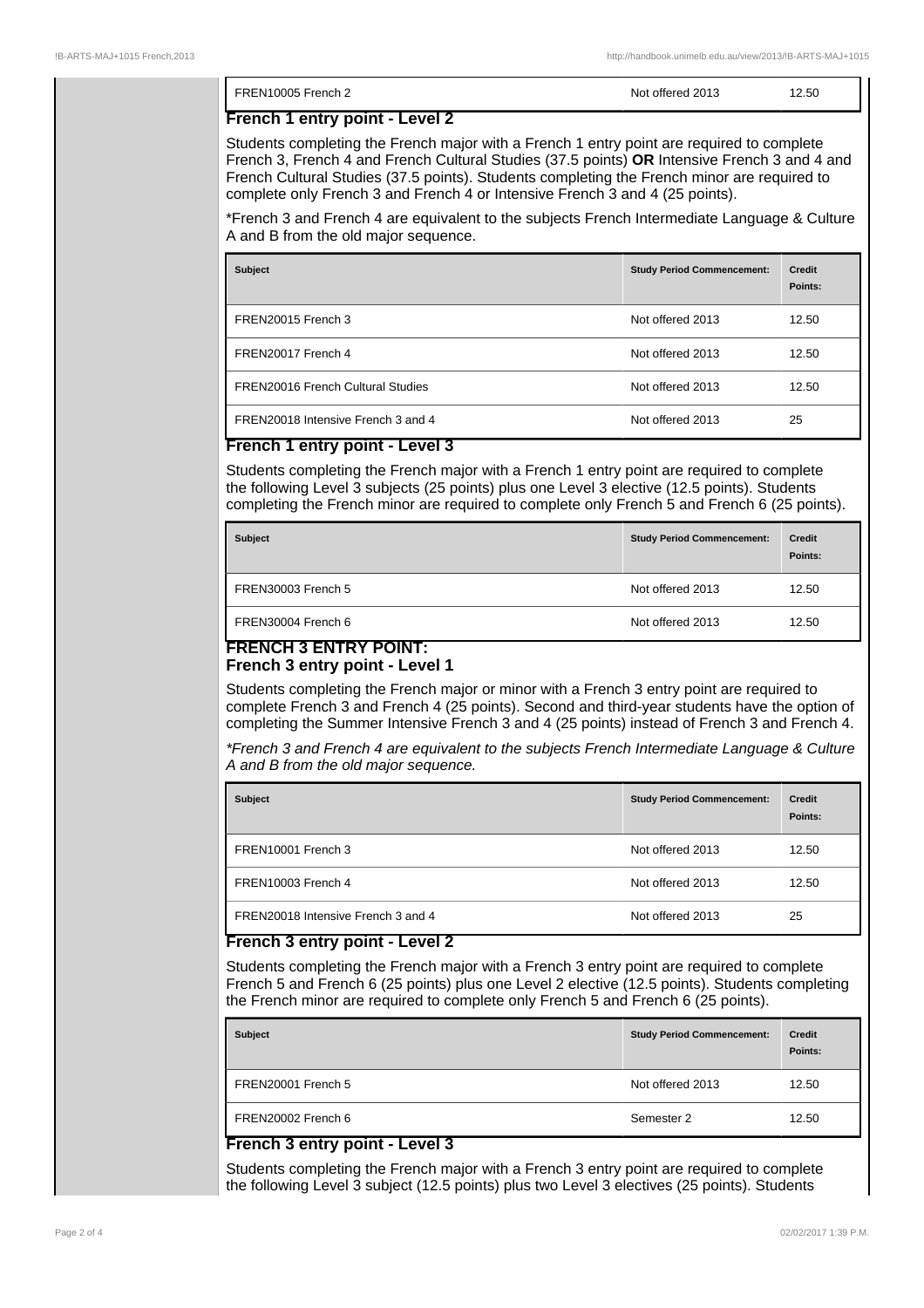| Subject | Study Period Commencement: | Credit Points: |
|---|---|---|
| FREN10005 French 2 | Not offered 2013 | 12.50 |

### French 1 entry point - Level 2

Students completing the French major with a French 1 entry point are required to complete French 3, French 4 and French Cultural Studies (37.5 points) **OR** Intensive French 3 and 4 and French Cultural Studies (37.5 points). Students completing the French minor are required to complete only French 3 and French 4 or Intensive French 3 and 4 (25 points).

*French 3 and French 4 are equivalent to the subjects French Intermediate Language & Culture A and B from the old major sequence.

| Subject | Study Period Commencement: | Credit Points: |
|---|---|---|
| FREN20015 French 3 | Not offered 2013 | 12.50 |
| FREN20017 French 4 | Not offered 2013 | 12.50 |
| FREN20016 French Cultural Studies | Not offered 2013 | 12.50 |
| FREN20018 Intensive French 3 and 4 | Not offered 2013 | 25 |

### French 1 entry point - Level 3

Students completing the French major with a French 1 entry point are required to complete the following Level 3 subjects (25 points) plus one Level 3 elective (12.5 points). Students completing the French minor are required to complete only French 5 and French 6 (25 points).

| Subject | Study Period Commencement: | Credit Points: |
|---|---|---|
| FREN30003 French 5 | Not offered 2013 | 12.50 |
| FREN30004 French 6 | Not offered 2013 | 12.50 |

### FRENCH 3 ENTRY POINT:

### French 3 entry point - Level 1

Students completing the French major or minor with a French 3 entry point are required to complete French 3 and French 4 (25 points). Second and third-year students have the option of completing the Summer Intensive French 3 and 4 (25 points) instead of French 3 and French 4.

*\*French 3 and French 4 are equivalent to the subjects French Intermediate Language & Culture A and B from the old major sequence.*

| Subject | Study Period Commencement: | Credit Points: |
|---|---|---|
| FREN10001 French 3 | Not offered 2013 | 12.50 |
| FREN10003 French 4 | Not offered 2013 | 12.50 |
| FREN20018 Intensive French 3 and 4 | Not offered 2013 | 25 |

### French 3 entry point - Level 2

Students completing the French major with a French 3 entry point are required to complete French 5 and French 6 (25 points) plus one Level 2 elective (12.5 points). Students completing the French minor are required to complete only French 5 and French 6 (25 points).

| Subject | Study Period Commencement: | Credit Points: |
|---|---|---|
| FREN20001 French 5 | Not offered 2013 | 12.50 |
| FREN20002 French 6 | Semester 2 | 12.50 |

### French 3 entry point - Level 3

Students completing the French major with a French 3 entry point are required to complete the following Level 3 subject (12.5 points) plus two Level 3 electives (25 points). Students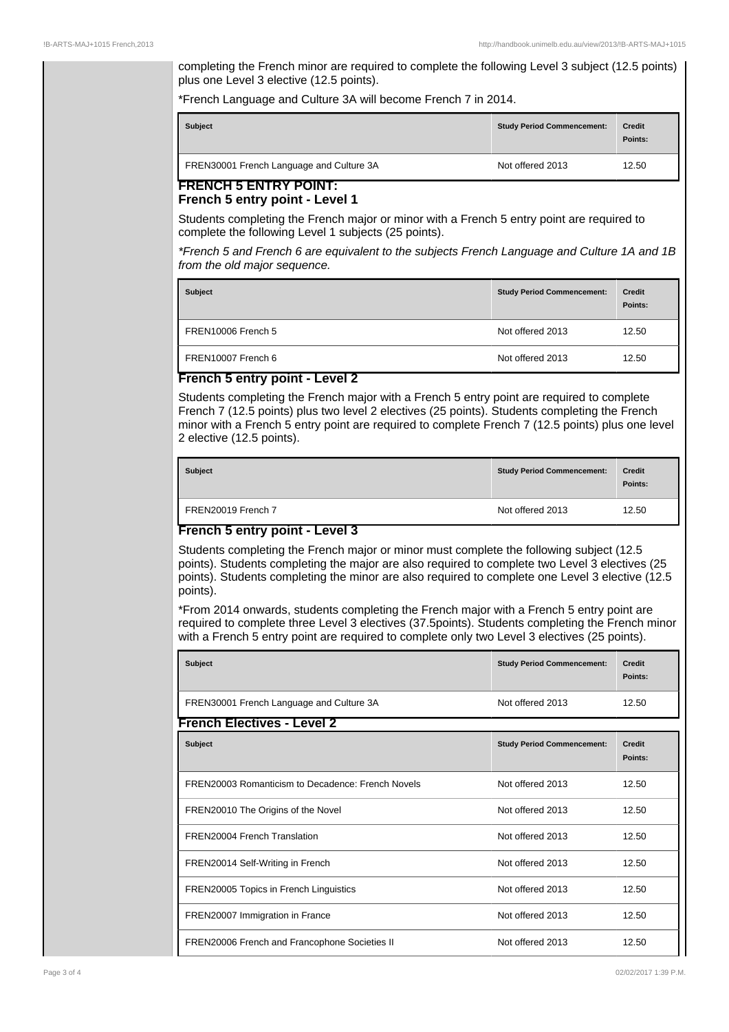completing the French minor are required to complete the following Level 3 subject (12.5 points) plus one Level 3 elective (12.5 points).

*French Language and Culture 3A will become French 7 in 2014.

| Subject | Study Period Commencement: | Credit Points: |
| --- | --- | --- |
| FREN30001 French Language and Culture 3A | Not offered 2013 | 12.50 |

## FRENCH 5 ENTRY POINT:

### French 5 entry point - Level 1

Students completing the French major or minor with a French 5 entry point are required to complete the following Level 1 subjects (25 points).

*\*French 5 and French 6 are equivalent to the subjects French Language and Culture 1A and 1B from the old major sequence.*

| Subject | Study Period Commencement: | Credit Points: |
| --- | --- | --- |
| FREN10006 French 5 | Not offered 2013 | 12.50 |
| FREN10007 French 6 | Not offered 2013 | 12.50 |

### French 5 entry point - Level 2

Students completing the French major with a French 5 entry point are required to complete French 7 (12.5 points) plus two level 2 electives (25 points). Students completing the French minor with a French 5 entry point are required to complete French 7 (12.5 points) plus one level 2 elective (12.5 points).

| Subject | Study Period Commencement: | Credit Points: |
| --- | --- | --- |
| FREN20019 French 7 | Not offered 2013 | 12.50 |

### French 5 entry point - Level 3

Students completing the French major or minor must complete the following subject (12.5 points). Students completing the major are also required to complete two Level 3 electives (25 points). Students completing the minor are also required to complete one Level 3 elective (12.5 points).

*From 2014 onwards, students completing the French major with a French 5 entry point are required to complete three Level 3 electives (37.5points). Students completing the French minor with a French 5 entry point are required to complete only two Level 3 electives (25 points).

| Subject | Study Period Commencement: | Credit Points: |
| --- | --- | --- |
| FREN30001 French Language and Culture 3A | Not offered 2013 | 12.50 |

### French Electives - Level 2

| Subject | Study Period Commencement: | Credit Points: |
| --- | --- | --- |
| FREN20003 Romanticism to Decadence: French Novels | Not offered 2013 | 12.50 |
| FREN20010 The Origins of the Novel | Not offered 2013 | 12.50 |
| FREN20004 French Translation | Not offered 2013 | 12.50 |
| FREN20014 Self-Writing in French | Not offered 2013 | 12.50 |
| FREN20005 Topics in French Linguistics | Not offered 2013 | 12.50 |
| FREN20007 Immigration in France | Not offered 2013 | 12.50 |
| FREN20006 French and Francophone Societies II | Not offered 2013 | 12.50 |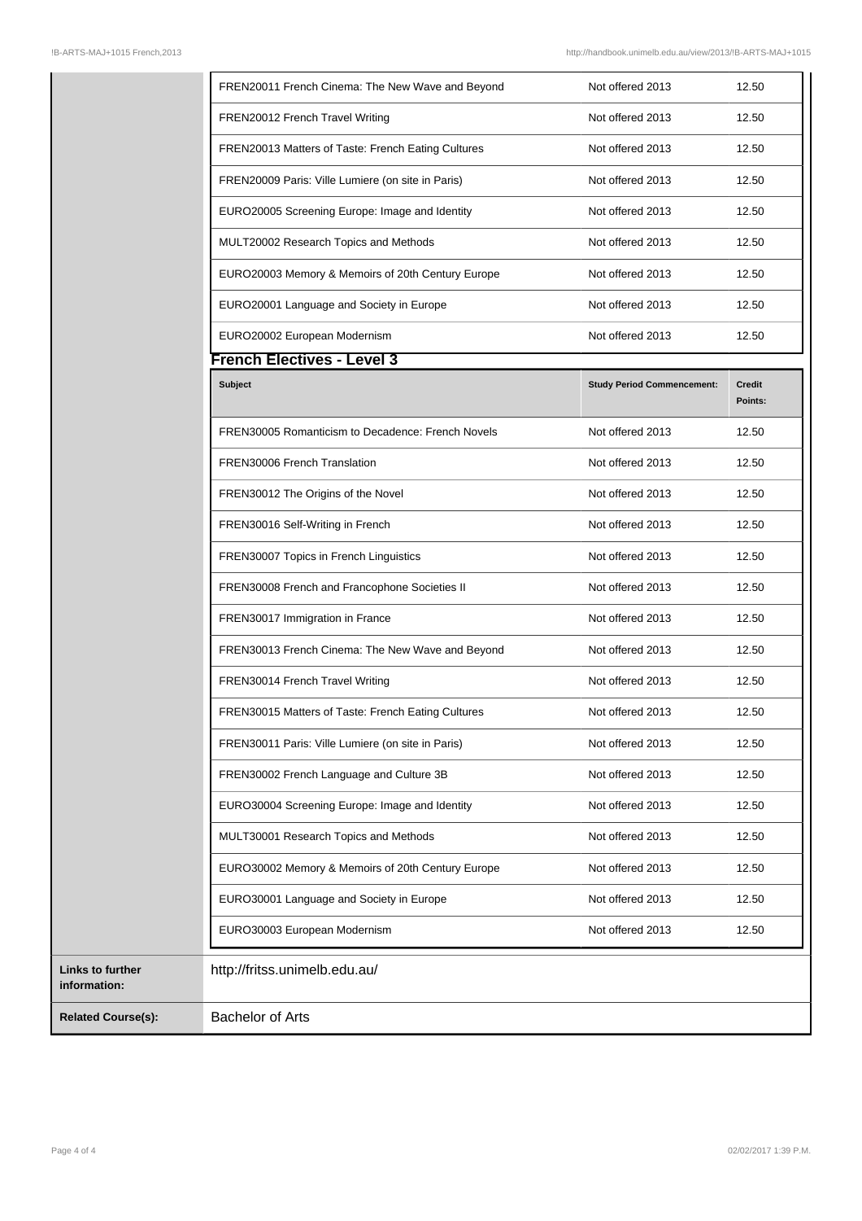| | | |
|---|---|---|
| FREN20011 French Cinema: The New Wave and Beyond | Not offered 2013 | 12.50 |
| FREN20012 French Travel Writing | Not offered 2013 | 12.50 |
| FREN20013 Matters of Taste: French Eating Cultures | Not offered 2013 | 12.50 |
| FREN20009 Paris: Ville Lumiere (on site in Paris) | Not offered 2013 | 12.50 |
| EURO20005 Screening Europe: Image and Identity | Not offered 2013 | 12.50 |
| MULT20002 Research Topics and Methods | Not offered 2013 | 12.50 |
| EURO20003 Memory & Memoirs of 20th Century Europe | Not offered 2013 | 12.50 |
| EURO20001 Language and Society in Europe | Not offered 2013 | 12.50 |
| EURO20002 European Modernism | Not offered 2013 | 12.50 |

### French Electives - Level 3

| Subject | Study Period Commencement: | Credit Points: |
|---|---|---|
| FREN30005 Romanticism to Decadence: French Novels | Not offered 2013 | 12.50 |
| FREN30006 French Translation | Not offered 2013 | 12.50 |
| FREN30012 The Origins of the Novel | Not offered 2013 | 12.50 |
| FREN30016 Self-Writing in French | Not offered 2013 | 12.50 |
| FREN30007 Topics in French Linguistics | Not offered 2013 | 12.50 |
| FREN30008 French and Francophone Societies II | Not offered 2013 | 12.50 |
| FREN30017 Immigration in France | Not offered 2013 | 12.50 |
| FREN30013 French Cinema: The New Wave and Beyond | Not offered 2013 | 12.50 |
| FREN30014 French Travel Writing | Not offered 2013 | 12.50 |
| FREN30015 Matters of Taste: French Eating Cultures | Not offered 2013 | 12.50 |
| FREN30011 Paris: Ville Lumiere (on site in Paris) | Not offered 2013 | 12.50 |
| FREN30002 French Language and Culture 3B | Not offered 2013 | 12.50 |
| EURO30004 Screening Europe: Image and Identity | Not offered 2013 | 12.50 |
| MULT30001 Research Topics and Methods | Not offered 2013 | 12.50 |
| EURO30002 Memory & Memoirs of 20th Century Europe | Not offered 2013 | 12.50 |
| EURO30001 Language and Society in Europe | Not offered 2013 | 12.50 |
| EURO30003 European Modernism | Not offered 2013 | 12.50 |

| | |
|---|---|
| **Links to further information:** | http://fritss.unimelb.edu.au/ |
| **Related Course(s):** | Bachelor of Arts |